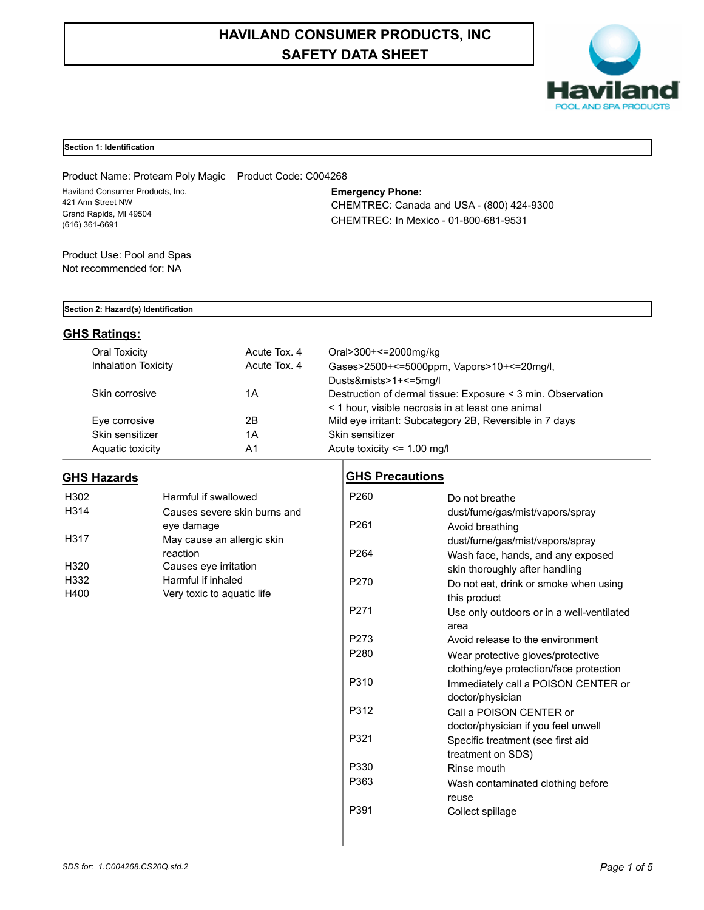# HAVILAND CONSUMER PRODUCTS, INC
# SAFETY DATA SHEET

## Section 1: Identification

Product Name: Proteam Poly Magic    Product Code: C004268

Haviland Consumer Products, Inc.
421 Ann Street NW
Grand Rapids, MI 49504
(616) 361-6691

**Emergency Phone:**
CHEMTREC: Canada and USA - (800) 424-9300
CHEMTREC: In Mexico - 01-800-681-9531

Product Use: Pool and Spas
Not recommended for: NA

## Section 2: Hazard(s) Identification

### GHS Ratings:

| | | |
|---|---|---|
| Oral Toxicity | Acute Tox. 4 | Oral>300+<=2000mg/kg |
| Inhalation Toxicity | Acute Tox. 4 | Gases>2500+<=5000ppm, Vapors>10+<=20mg/l, Dusts&mists>1+<=5mg/l |
| Skin corrosive | 1A | Destruction of dermal tissue: Exposure < 3 min. Observation < 1 hour, visible necrosis in at least one animal |
| Eye corrosive | 2B | Mild eye irritant: Subcategory 2B, Reversible in 7 days |
| Skin sensitizer | 1A | Skin sensitizer |
| Aquatic toxicity | A1 | Acute toxicity <= 1.00 mg/l |

### GHS Hazards

| | |
|---|---|
| H302 | Harmful if swallowed |
| H314 | Causes severe skin burns and eye damage |
| H317 | May cause an allergic skin reaction |
| H320 | Causes eye irritation |
| H332 | Harmful if inhaled |
| H400 | Very toxic to aquatic life |

### GHS Precautions

| | |
|---|---|
| P260 | Do not breathe dust/fume/gas/mist/vapors/spray |
| P261 | Avoid breathing dust/fume/gas/mist/vapors/spray |
| P264 | Wash face, hands, and any exposed skin thoroughly after handling |
| P270 | Do not eat, drink or smoke when using this product |
| P271 | Use only outdoors or in a well-ventilated area |
| P273 | Avoid release to the environment |
| P280 | Wear protective gloves/protective clothing/eye protection/face protection |
| P310 | Immediately call a POISON CENTER or doctor/physician |
| P312 | Call a POISON CENTER or doctor/physician if you feel unwell |
| P321 | Specific treatment (see first aid treatment on SDS) |
| P330 | Rinse mouth |
| P363 | Wash contaminated clothing before reuse |
| P391 | Collect spillage |

*SDS for: 1.C004268.CS20Q.std.2*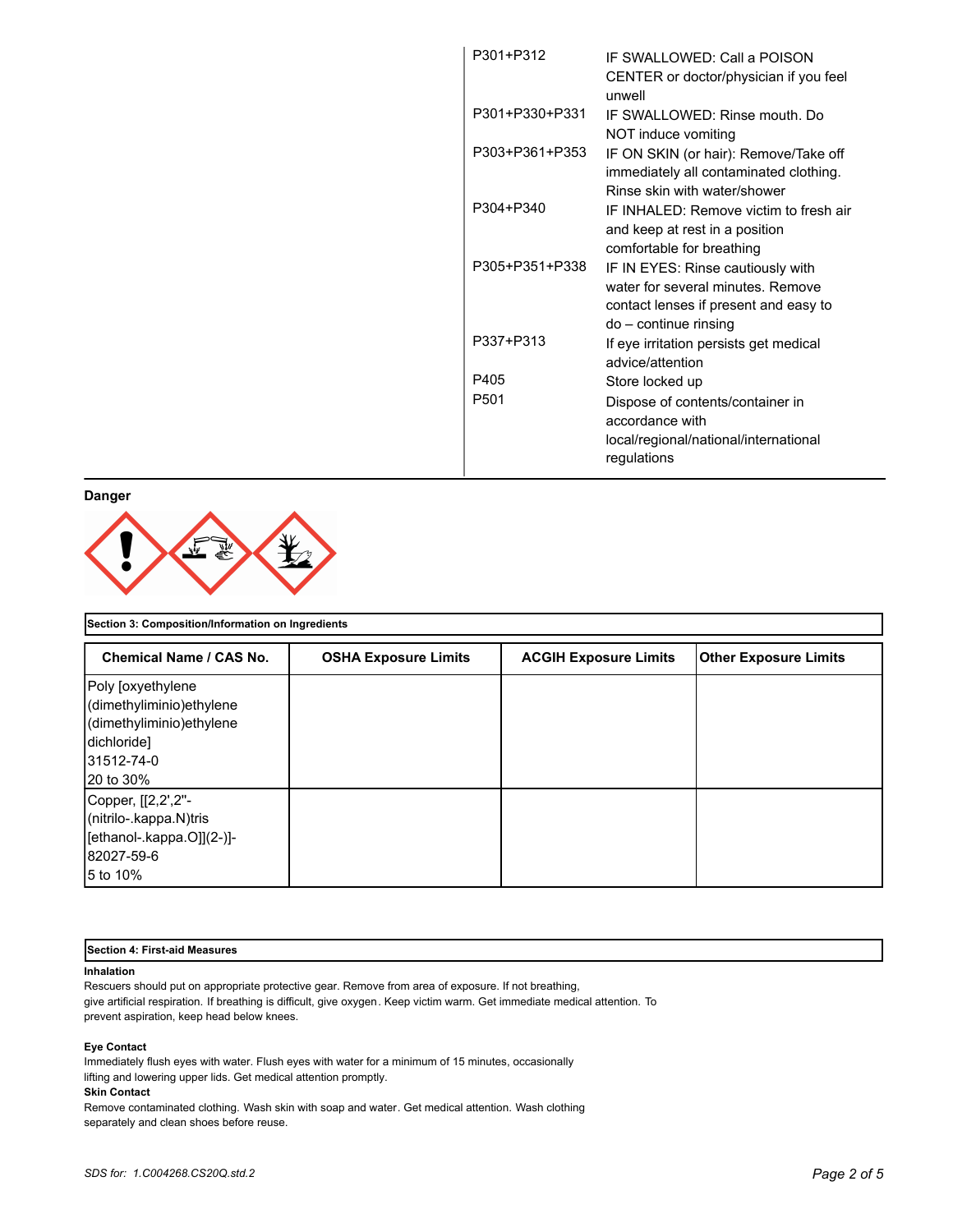| | |
|---|---|
| P301+P312 | IF SWALLOWED: Call a POISON CENTER or doctor/physician if you feel unwell |
| P301+P330+P331 | IF SWALLOWED: Rinse mouth. Do NOT induce vomiting |
| P303+P361+P353 | IF ON SKIN (or hair): Remove/Take off immediately all contaminated clothing. Rinse skin with water/shower |
| P304+P340 | IF INHALED: Remove victim to fresh air and keep at rest in a position comfortable for breathing |
| P305+P351+P338 | IF IN EYES: Rinse cautiously with water for several minutes. Remove contact lenses if present and easy to do – continue rinsing |
| P337+P313 | If eye irritation persists get medical advice/attention |
| P405 | Store locked up |
| P501 | Dispose of contents/container in accordance with local/regional/national/international regulations |

**Danger**

## Section 3: Composition/Information on Ingredients

| Chemical Name / CAS No. | OSHA Exposure Limits | ACGIH Exposure Limits | Other Exposure Limits |
|---|---|---|---|
| Poly [oxyethylene (dimethyliminio)ethylene (dimethyliminio)ethylene dichloride]<br>31512-74-0<br>20 to 30% | | | |
| Copper, [[2,2',2''-(nitrilo-.kappa.N)tris [ethanol-.kappa.O]](2-)]-<br>82027-59-6<br>5 to 10% | | | |

## Section 4: First-aid Measures

**Inhalation**

Rescuers should put on appropriate protective gear. Remove from area of exposure. If not breathing, give artificial respiration. If breathing is difficult, give oxygen. Keep victim warm. Get immediate medical attention. To prevent aspiration, keep head below knees.

**Eye Contact**

Immediately flush eyes with water. Flush eyes with water for a minimum of 15 minutes, occasionally lifting and lowering upper lids. Get medical attention promptly.

**Skin Contact**

Remove contaminated clothing. Wash skin with soap and water. Get medical attention. Wash clothing separately and clean shoes before reuse.

*SDS for: 1.C004268.CS20Q.std.2*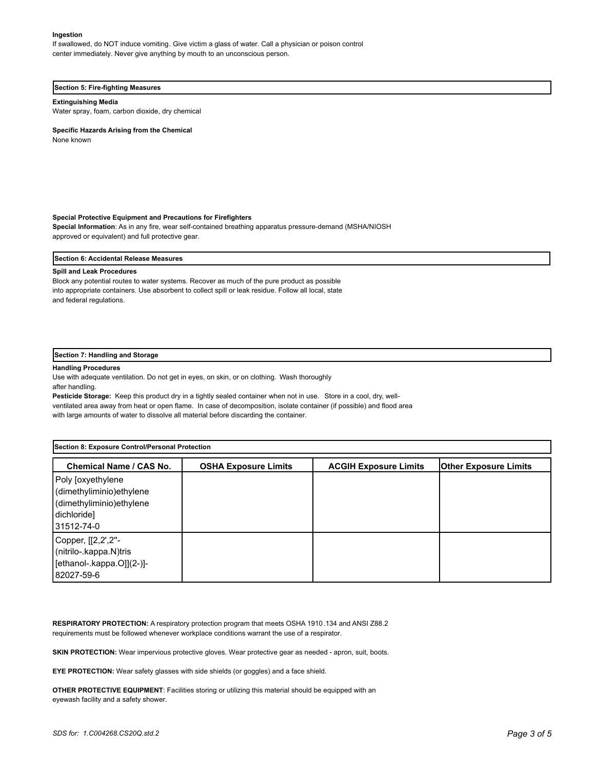**Ingestion**

If swallowed, do NOT induce vomiting. Give victim a glass of water. Call a physician or poison control center immediately. Never give anything by mouth to an unconscious person.

## Section 5: Fire-fighting Measures

**Extinguishing Media**

Water spray, foam, carbon dioxide, dry chemical

**Specific Hazards Arising from the Chemical**

None known

**Special Protective Equipment and Precautions for Firefighters**

**Special Information**: As in any fire, wear self-contained breathing apparatus pressure-demand (MSHA/NIOSH approved or equivalent) and full protective gear.

## Section 6: Accidental Release Measures

**Spill and Leak Procedures**

Block any potential routes to water systems. Recover as much of the pure product as possible into appropriate containers. Use absorbent to collect spill or leak residue. Follow all local, state and federal regulations.

## Section 7: Handling and Storage

**Handling Procedures**

Use with adequate ventilation. Do not get in eyes, on skin, or on clothing. Wash thoroughly after handling.

**Pesticide Storage:** Keep this product dry in a tightly sealed container when not in use. Store in a cool, dry, well-ventilated area away from heat or open flame. In case of decomposition, isolate container (if possible) and flood area with large amounts of water to dissolve all material before discarding the container.

## Section 8: Exposure Control/Personal Protection

| Chemical Name / CAS No. | OSHA Exposure Limits | ACGIH Exposure Limits | Other Exposure Limits |
|---|---|---|---|
| Poly [oxyethylene (dimethyliminio)ethylene (dimethyliminio)ethylene dichloride] 31512-74-0 | | | |
| Copper, [[2,2',2''-(nitrilo-.kappa.N)tris [ethanol-.kappa.O]](2-)]- 82027-59-6 | | | |

**RESPIRATORY PROTECTION:** A respiratory protection program that meets OSHA 1910.134 and ANSI Z88.2 requirements must be followed whenever workplace conditions warrant the use of a respirator.

**SKIN PROTECTION:** Wear impervious protective gloves. Wear protective gear as needed - apron, suit, boots.

**EYE PROTECTION:** Wear safety glasses with side shields (or goggles) and a face shield.

**OTHER PROTECTIVE EQUIPMENT**: Facilities storing or utilizing this material should be equipped with an eyewash facility and a safety shower.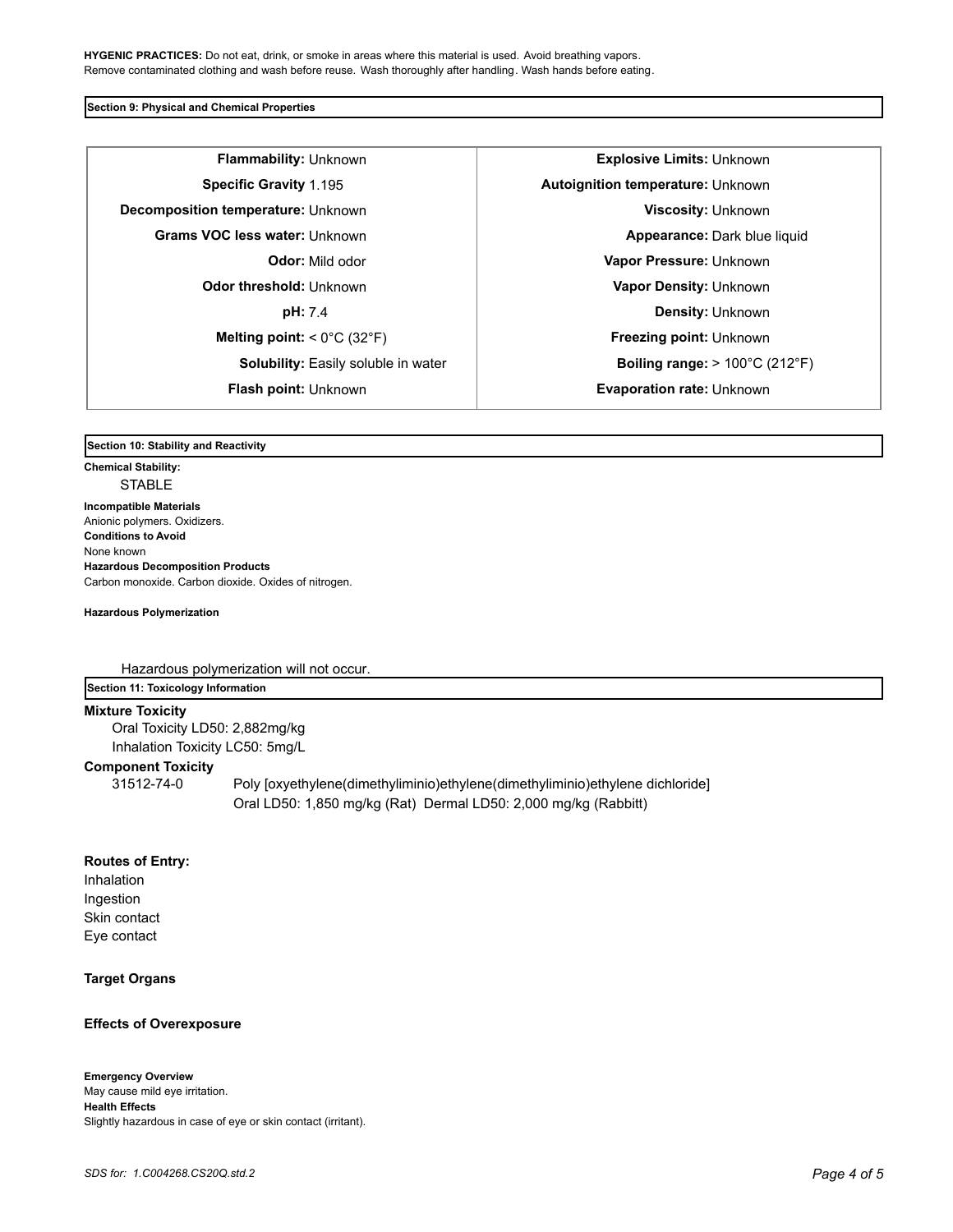**HYGENIC PRACTICES:** Do not eat, drink, or smoke in areas where this material is used. Avoid breathing vapors. Remove contaminated clothing and wash before reuse. Wash thoroughly after handling. Wash hands before eating.

## Section 9: Physical and Chemical Properties

| Property | Value | Property | Value |
|---|---|---|---|
| **Flammability:** | Unknown | **Explosive Limits:** | Unknown |
| **Specific Gravity** | 1.195 | **Autoignition temperature:** | Unknown |
| **Decomposition temperature:** | Unknown | **Viscosity:** | Unknown |
| **Grams VOC less water:** | Unknown | **Appearance:** | Dark blue liquid |
| **Odor:** | Mild odor | **Vapor Pressure:** | Unknown |
| **Odor threshold:** | Unknown | **Vapor Density:** | Unknown |
| **pH:** | 7.4 | **Density:** | Unknown |
| **Melting point:** | < 0°C (32°F) | **Freezing point:** | Unknown |
| **Solubility:** | Easily soluble in water | **Boiling range:** | > 100°C (212°F) |
| **Flash point:** | Unknown | **Evaporation rate:** | Unknown |

## Section 10: Stability and Reactivity

**Chemical Stability:**

STABLE

**Incompatible Materials**

Anionic polymers. Oxidizers.

**Conditions to Avoid**

None known

**Hazardous Decomposition Products**

Carbon monoxide. Carbon dioxide. Oxides of nitrogen.

**Hazardous Polymerization**

Hazardous polymerization will not occur.

## Section 11: Toxicology Information

**Mixture Toxicity**

Oral Toxicity LD50: 2,882mg/kg

Inhalation Toxicity LC50: 5mg/L

**Component Toxicity**

31512-74-0 Poly [oxyethylene(dimethyliminio)ethylene(dimethyliminio)ethylene dichloride]

Oral LD50: 1,850 mg/kg (Rat) Dermal LD50: 2,000 mg/kg (Rabbitt)

**Routes of Entry:**

Inhalation

Ingestion

Skin contact

Eye contact

**Target Organs**

**Effects of Overexposure**

**Emergency Overview**

May cause mild eye irritation.

**Health Effects**

Slightly hazardous in case of eye or skin contact (irritant).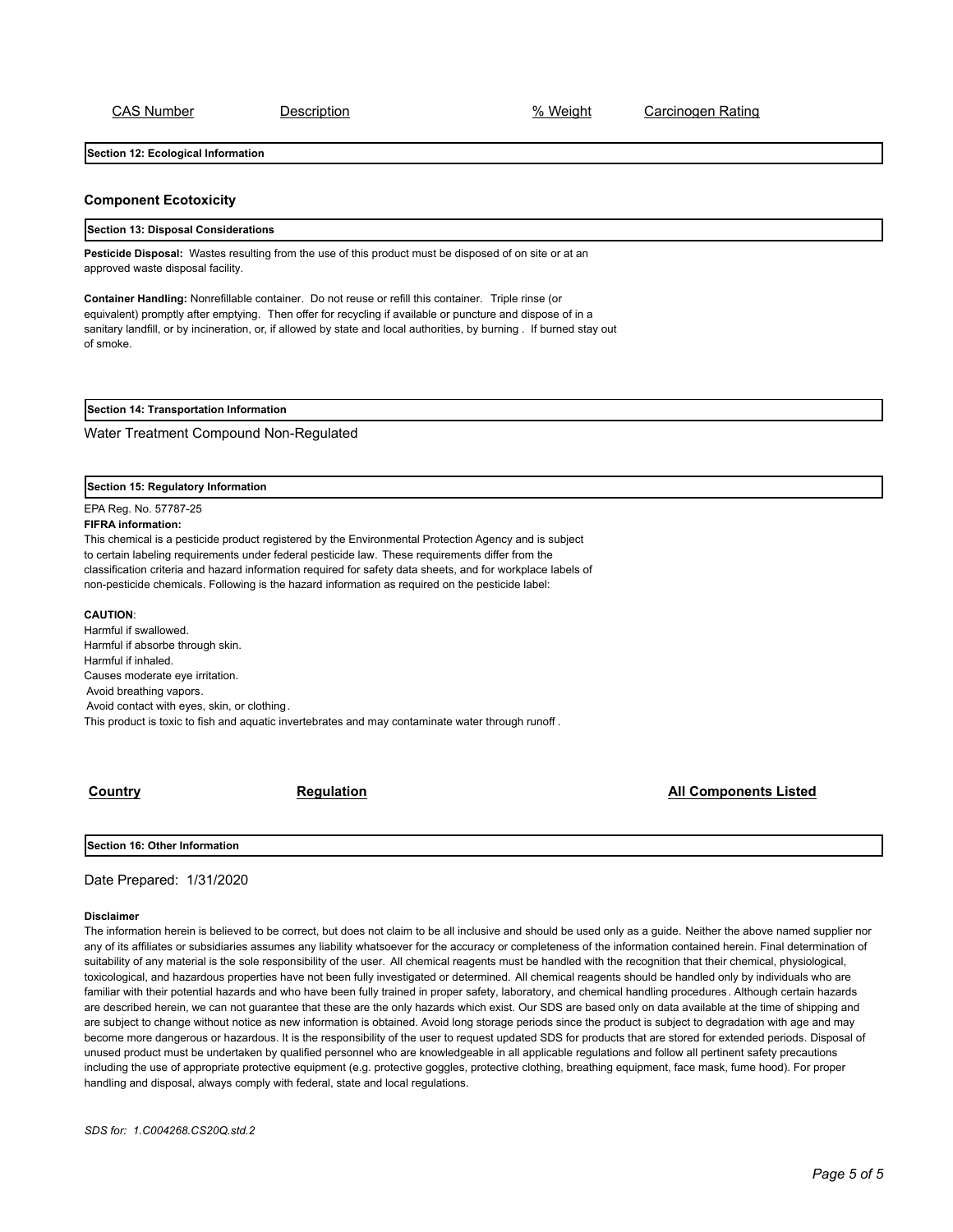| CAS Number | Description | % Weight | Carcinogen Rating |
|---|---|---|---|

## Section 12: Ecological Information

### Component Ecotoxicity

## Section 13: Disposal Considerations

**Pesticide Disposal:** Wastes resulting from the use of this product must be disposed of on site or at an approved waste disposal facility.

**Container Handling:** Nonrefillable container. Do not reuse or refill this container. Triple rinse (or equivalent) promptly after emptying. Then offer for recycling if available or puncture and dispose of in a sanitary landfill, or by incineration, or, if allowed by state and local authorities, by burning . If burned stay out of smoke.

## Section 14: Transportation Information

Water Treatment Compound Non-Regulated

## Section 15: Regulatory Information

EPA Reg. No. 57787-25

**FIFRA information:**

This chemical is a pesticide product registered by the Environmental Protection Agency and is subject to certain labeling requirements under federal pesticide law. These requirements differ from the classification criteria and hazard information required for safety data sheets, and for workplace labels of non-pesticide chemicals. Following is the hazard information as required on the pesticide label:

**CAUTION**:

Harmful if swallowed.
Harmful if absorbe through skin.
Harmful if inhaled.
Causes moderate eye irritation.
Avoid breathing vapors.
Avoid contact with eyes, skin, or clothing.
This product is toxic to fish and aquatic invertebrates and may contaminate water through runoff .

| **Country** | **Regulation** | **All Components Listed** |
|---|---|---|

## Section 16: Other Information

Date Prepared: 1/31/2020

**Disclaimer**

The information herein is believed to be correct, but does not claim to be all inclusive and should be used only as a guide. Neither the above named supplier nor any of its affiliates or subsidiaries assumes any liability whatsoever for the accuracy or completeness of the information contained herein. Final determination of suitability of any material is the sole responsibility of the user. All chemical reagents must be handled with the recognition that their chemical, physiological, toxicological, and hazardous properties have not been fully investigated or determined. All chemical reagents should be handled only by individuals who are familiar with their potential hazards and who have been fully trained in proper safety, laboratory, and chemical handling procedures. Although certain hazards are described herein, we can not guarantee that these are the only hazards which exist. Our SDS are based only on data available at the time of shipping and are subject to change without notice as new information is obtained. Avoid long storage periods since the product is subject to degradation with age and may become more dangerous or hazardous. It is the responsibility of the user to request updated SDS for products that are stored for extended periods. Disposal of unused product must be undertaken by qualified personnel who are knowledgeable in all applicable regulations and follow all pertinent safety precautions including the use of appropriate protective equipment (e.g. protective goggles, protective clothing, breathing equipment, face mask, fume hood). For proper handling and disposal, always comply with federal, state and local regulations.

*SDS for: 1.C004268.CS20Q.std.2*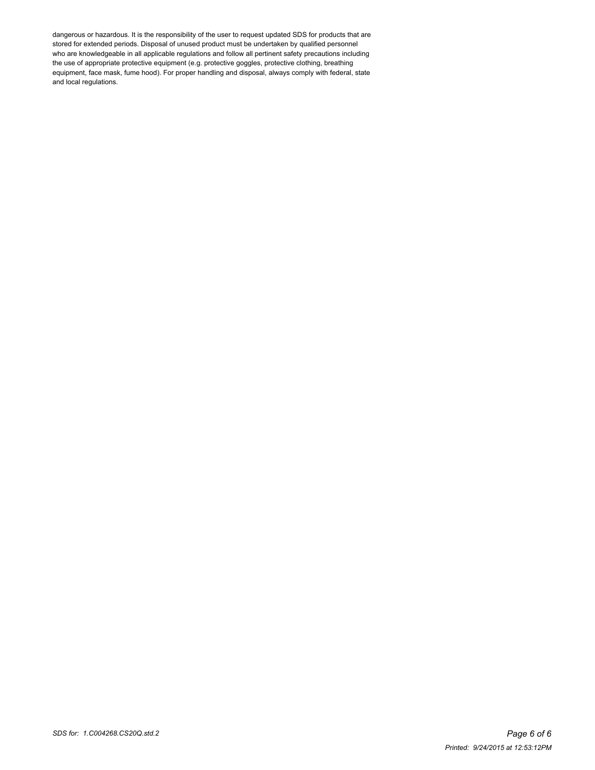dangerous or hazardous. It is the responsibility of the user to request updated SDS for products that are stored for extended periods. Disposal of unused product must be undertaken by qualified personnel who are knowledgeable in all applicable regulations and follow all pertinent safety precautions including the use of appropriate protective equipment (e.g. protective goggles, protective clothing, breathing equipment, face mask, fume hood). For proper handling and disposal, always comply with federal, state and local regulations.